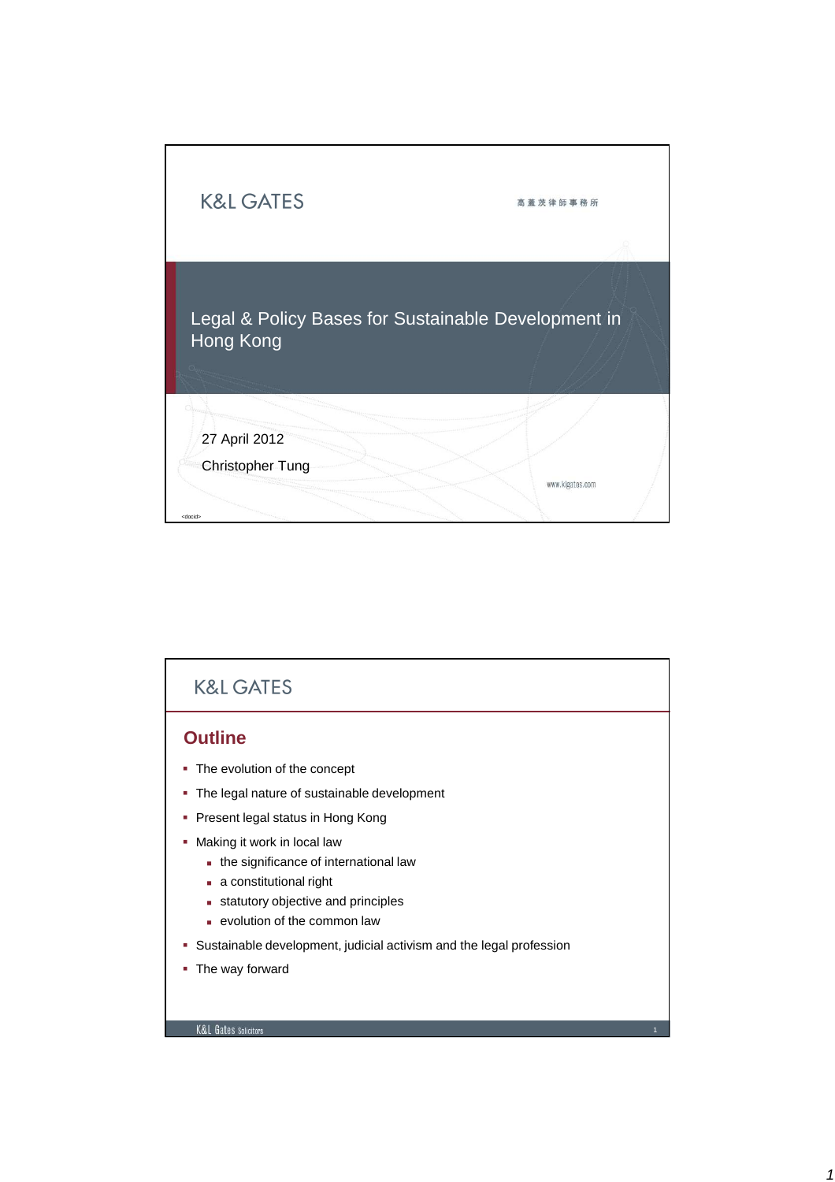K&L GATES

高蓋茨律師事務所

# Legal & Policy Bases for Sustainable Development in Hong Kong

27 April 2012

Christopher Tung

www.klgates.com

<docid>

K&L GATES

## Outline

- The evolution of the concept
- The legal nature of sustainable development
- Present legal status in Hong Kong
- Making it work in local law
  - the significance of international law
  - a constitutional right
  - statutory objective and principles
  - evolution of the common law
- Sustainable development, judicial activism and the legal profession
- The way forward

K&L Gates Solicitors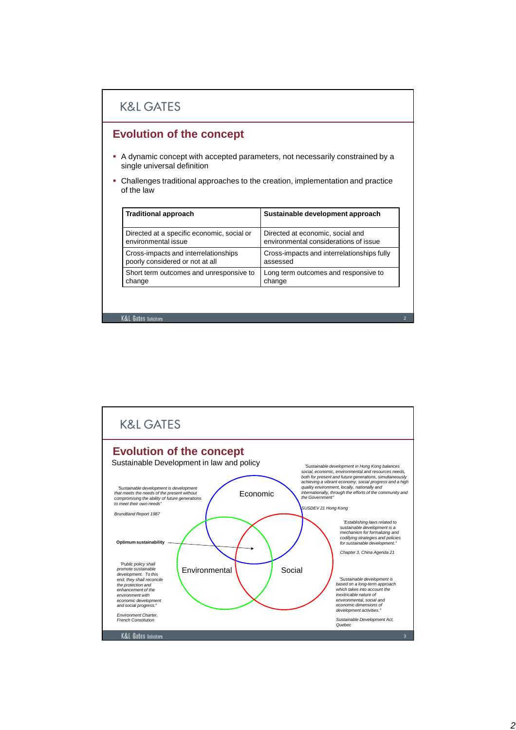## Evolution of the concept

- A dynamic concept with accepted parameters, not necessarily constrained by a single universal definition
- Challenges traditional approaches to the creation, implementation and practice of the law

| Traditional approach | Sustainable development approach |
|---|---|
| Directed at a specific economic, social or environmental issue | Directed at economic, social and environmental considerations of issue |
| Cross-impacts and interrelationships poorly considered or not at all | Cross-impacts and interrelationships fully assessed |
| Short term outcomes and unresponsive to change | Long term outcomes and responsive to change |

## Evolution of the concept

Sustainable Development in law and policy

*"Sustainable development is development that meets the needs of the present without compromising the ability of future generations to meet their own needs"*

*Brundtland Report 1987*

*"Sustainable development in Hong Kong balances social, economic, environmental and resources needs, both for present and future generations, simultaneously achieving a vibrant economy, social progress and a high quality environment, locally, nationally and internationally, through the efforts of the community and the Government"*

*SUSDEV 21 Hong Kong*

Economic

**Optimum sustainability**

Environmental

Social

*"Establishing laws related to sustainable development is a mechanism for formalizing and codifying strategies and policies for sustainable development."*

*Chapter 3, China Agenda 21*

*"Public policy shall promote sustainable development. To this end, they shall reconcile the protection and enhancement of the environment with economic development and social progress."*

*Environment Charter, French Constitution*

*"Sustainable development is based on a long-term approach which takes into account the inextricable nature of environmental, social and economic dimensions of development activities."*

*Sustainable Development Act, Quebec*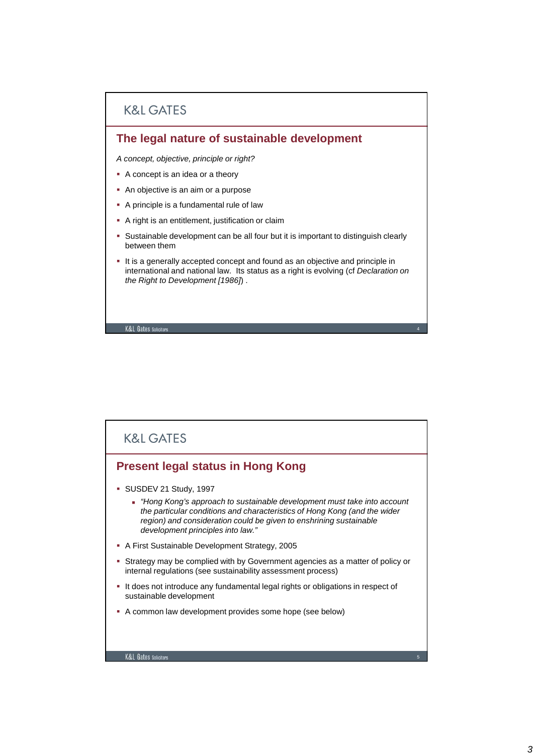## The legal nature of sustainable development

*A concept, objective, principle or right?*

- A concept is an idea or a theory
- An objective is an aim or a purpose
- A principle is a fundamental rule of law
- A right is an entitlement, justification or claim
- Sustainable development can be all four but it is important to distinguish clearly between them
- It is a generally accepted concept and found as an objective and principle in international and national law. Its status as a right is evolving (cf *Declaration on the Right to Development [1986]*) .

## Present legal status in Hong Kong

- SUSDEV 21 Study, 1997
  - *"Hong Kong's approach to sustainable development must take into account the particular conditions and characteristics of Hong Kong (and the wider region) and consideration could be given to enshrining sustainable development principles into law."*
- A First Sustainable Development Strategy, 2005
- Strategy may be complied with by Government agencies as a matter of policy or internal regulations (see sustainability assessment process)
- It does not introduce any fundamental legal rights or obligations in respect of sustainable development
- A common law development provides some hope (see below)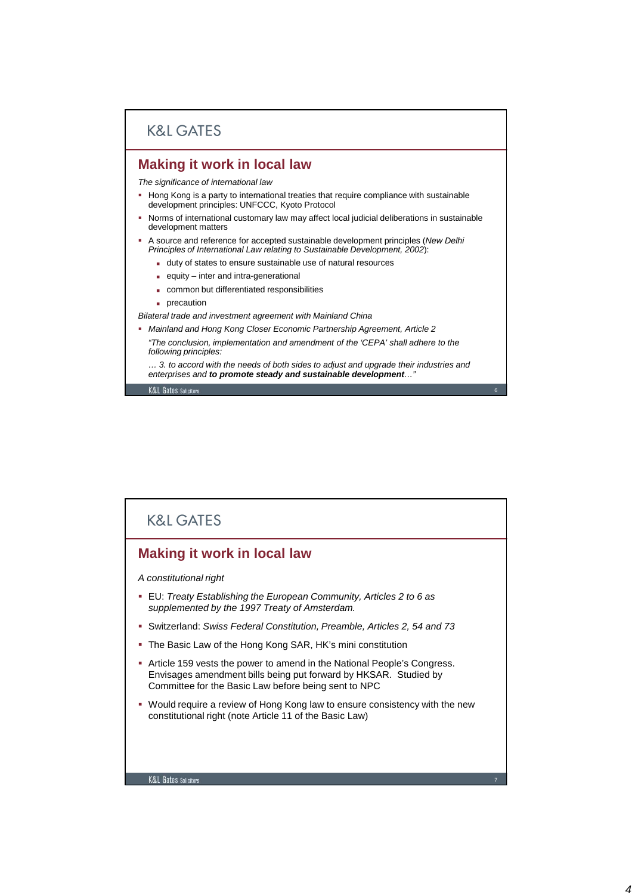## Making it work in local law

*The significance of international law*

- Hong Kong is a party to international treaties that require compliance with sustainable development principles: UNFCCC, Kyoto Protocol
- Norms of international customary law may affect local judicial deliberations in sustainable development matters
- A source and reference for accepted sustainable development principles (*New Delhi Principles of International Law relating to Sustainable Development, 2002*):
  - duty of states to ensure sustainable use of natural resources
  - equity – inter and intra-generational
  - common but differentiated responsibilities
  - precaution

*Bilateral trade and investment agreement with Mainland China*

- *Mainland and Hong Kong Closer Economic Partnership Agreement, Article 2*

  *"The conclusion, implementation and amendment of the 'CEPA' shall adhere to the following principles:*

  *… 3. to accord with the needs of both sides to adjust and upgrade their industries and enterprises and **to promote steady and sustainable development**…"*

## Making it work in local law

*A constitutional right*

- EU: *Treaty Establishing the European Community, Articles 2 to 6 as supplemented by the 1997 Treaty of Amsterdam.*
- Switzerland: *Swiss Federal Constitution, Preamble, Articles 2, 54 and 73*
- The Basic Law of the Hong Kong SAR, HK's mini constitution
- Article 159 vests the power to amend in the National People's Congress. Envisages amendment bills being put forward by HKSAR. Studied by Committee for the Basic Law before being sent to NPC
- Would require a review of Hong Kong law to ensure consistency with the new constitutional right (note Article 11 of the Basic Law)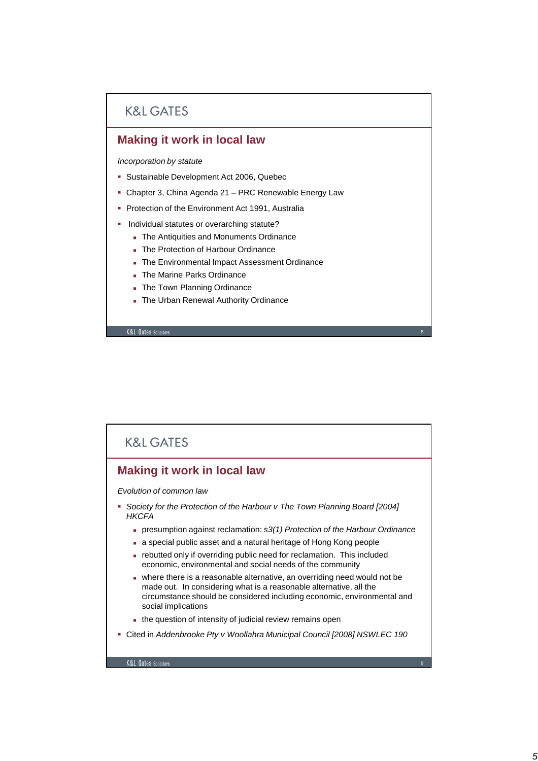K&L GATES

## Making it work in local law

*Incorporation by statute*

- Sustainable Development Act 2006, Quebec
- Chapter 3, China Agenda 21 – PRC Renewable Energy Law
- Protection of the Environment Act 1991, Australia
- Individual statutes or overarching statute?
  - The Antiquities and Monuments Ordinance
  - The Protection of Harbour Ordinance
  - The Environmental Impact Assessment Ordinance
  - The Marine Parks Ordinance
  - The Town Planning Ordinance
  - The Urban Renewal Authority Ordinance

K&L Gates Solicitors

K&L GATES

## Making it work in local law

*Evolution of common law*

- *Society for the Protection of the Harbour v The Town Planning Board [2004] HKCFA*
  - presumption against reclamation: *s3(1) Protection of the Harbour Ordinance*
  - a special public asset and a natural heritage of Hong Kong people
  - rebutted only if overriding public need for reclamation. This included economic, environmental and social needs of the community
  - where there is a reasonable alternative, an overriding need would not be made out. In considering what is a reasonable alternative, all the circumstance should be considered including economic, environmental and social implications
  - the question of intensity of judicial review remains open
- Cited in *Addenbrooke Pty v Woollahra Municipal Council [2008] NSWLEC 190*

K&L Gates Solicitors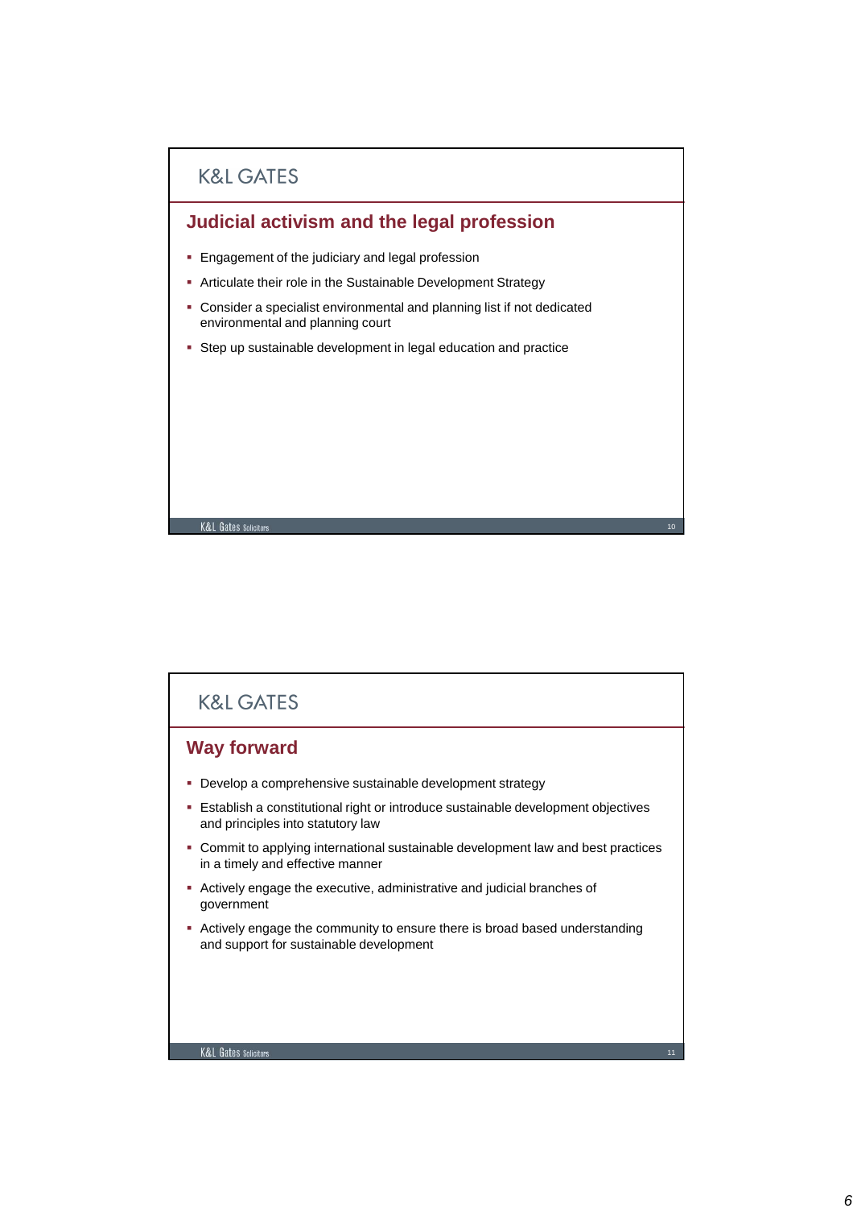## Judicial activism and the legal profession

- Engagement of the judiciary and legal profession
- Articulate their role in the Sustainable Development Strategy
- Consider a specialist environmental and planning list if not dedicated environmental and planning court
- Step up sustainable development in legal education and practice

## Way forward

- Develop a comprehensive sustainable development strategy
- Establish a constitutional right or introduce sustainable development objectives and principles into statutory law
- Commit to applying international sustainable development law and best practices in a timely and effective manner
- Actively engage the executive, administrative and judicial branches of government
- Actively engage the community to ensure there is broad based understanding and support for sustainable development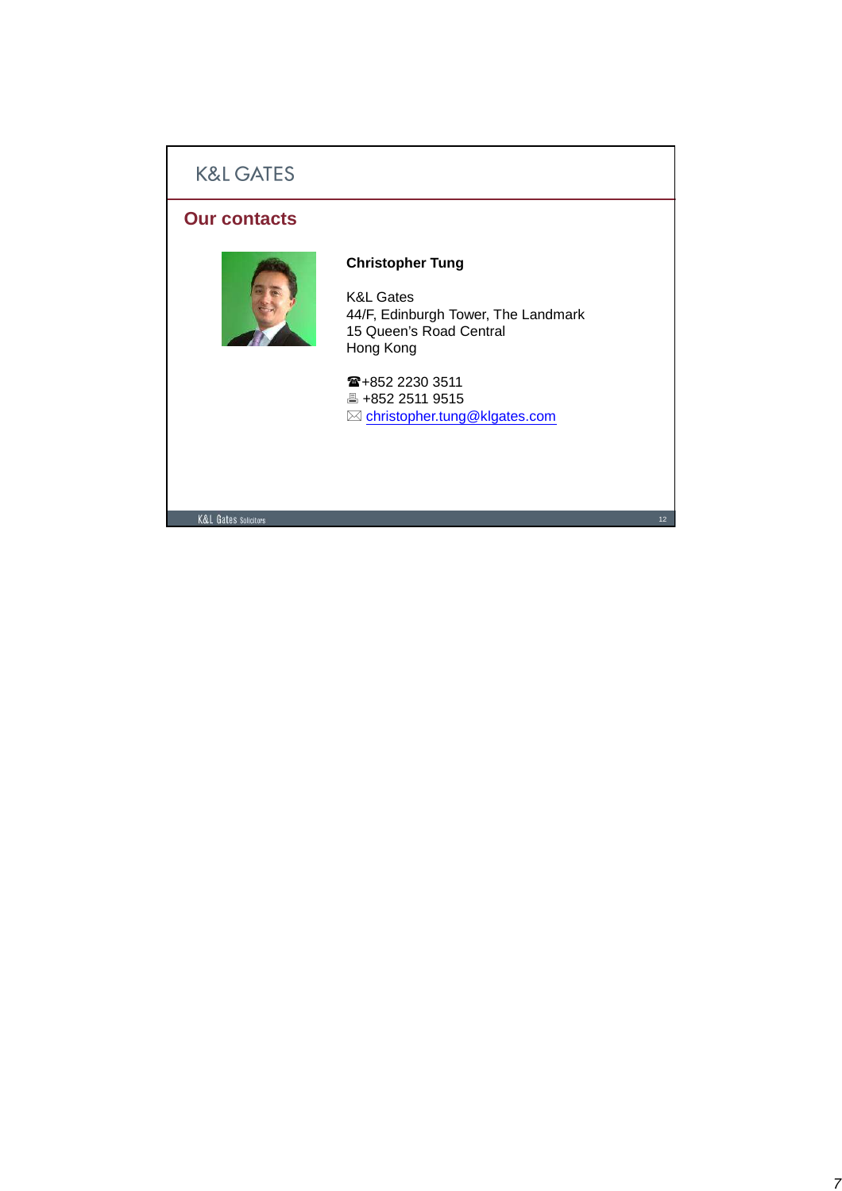K&L GATES

## Our contacts

**Christopher Tung**

K&L Gates
44/F, Edinburgh Tower, The Landmark
15 Queen's Road Central
Hong Kong

☎+852 2230 3511
🖷 +852 2511 9515
✉ christopher.tung@klgates.com

K&L Gates Solicitors